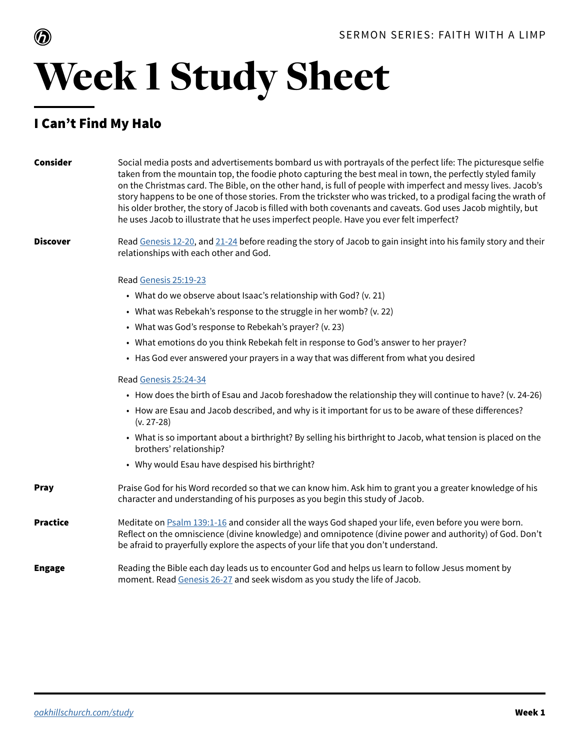SERMON SERIES: FAITH WITH A LIMP

# Week 1 Study Sheet

## I Can't Find My Halo

**Consider**

Social media posts and advertisements bombard us with portrayals of the perfect life: The picturesque selfie taken from the mountain top, the foodie photo capturing the best meal in town, the perfectly styled family on the Christmas card. The Bible, on the other hand, is full of people with imperfect and messy lives. Jacob's story happens to be one of those stories. From the trickster who was tricked, to a prodigal facing the wrath of his older brother, the story of Jacob is filled with both covenants and caveats. God uses Jacob mightily, but he uses Jacob to illustrate that he uses imperfect people. Have you ever felt imperfect?

**Discover**

Read Genesis 12-20, and 21-24 before reading the story of Jacob to gain insight into his family story and their relationships with each other and God.

Read Genesis 25:19-23

- What do we observe about Isaac's relationship with God? (v. 21)
- What was Rebekah's response to the struggle in her womb? (v. 22)
- What was God's response to Rebekah's prayer? (v. 23)
- What emotions do you think Rebekah felt in response to God's answer to her prayer?
- Has God ever answered your prayers in a way that was different from what you desired

Read Genesis 25:24-34

- How does the birth of Esau and Jacob foreshadow the relationship they will continue to have? (v. 24-26)
- How are Esau and Jacob described, and why is it important for us to be aware of these differences? (v. 27-28)
- What is so important about a birthright? By selling his birthright to Jacob, what tension is placed on the brothers' relationship?
- Why would Esau have despised his birthright?

**Pray**

Praise God for his Word recorded so that we can know him. Ask him to grant you a greater knowledge of his character and understanding of his purposes as you begin this study of Jacob.

**Practice**

Meditate on Psalm 139:1-16 and consider all the ways God shaped your life, even before you were born. Reflect on the omniscience (divine knowledge) and omnipotence (divine power and authority) of God. Don't be afraid to prayerfully explore the aspects of your life that you don't understand.

**Engage**

Reading the Bible each day leads us to encounter God and helps us learn to follow Jesus moment by moment. Read Genesis 26-27 and seek wisdom as you study the life of Jacob.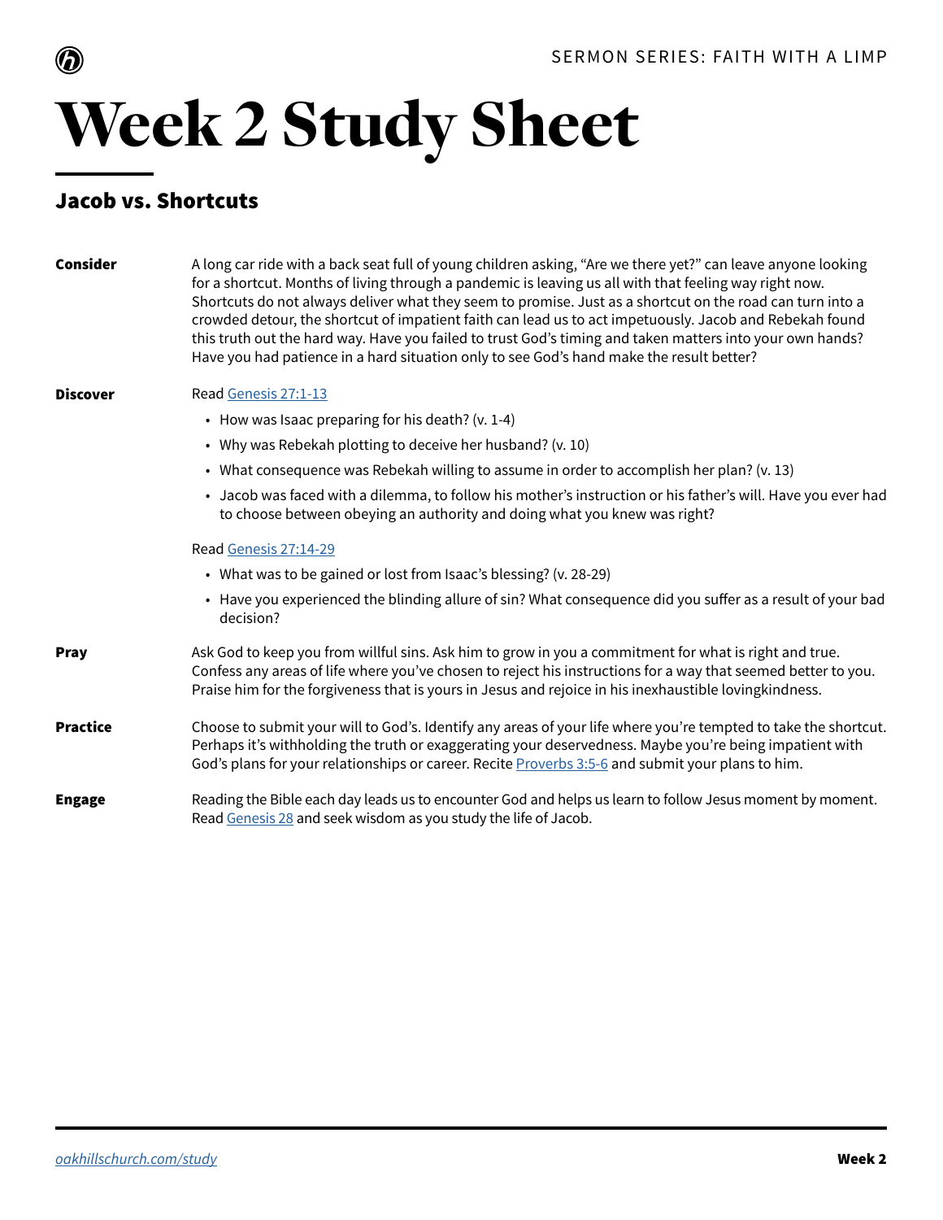# Week 2 Study Sheet

## Jacob vs. Shortcuts

**Consider**

A long car ride with a back seat full of young children asking, "Are we there yet?" can leave anyone looking for a shortcut. Months of living through a pandemic is leaving us all with that feeling way right now. Shortcuts do not always deliver what they seem to promise. Just as a shortcut on the road can turn into a crowded detour, the shortcut of impatient faith can lead us to act impetuously. Jacob and Rebekah found this truth out the hard way. Have you failed to trust God's timing and taken matters into your own hands? Have you had patience in a hard situation only to see God's hand make the result better?

**Discover**

Read [Genesis 27:1-13]

- How was Isaac preparing for his death? (v. 1-4)
- Why was Rebekah plotting to deceive her husband? (v. 10)
- What consequence was Rebekah willing to assume in order to accomplish her plan? (v. 13)
- Jacob was faced with a dilemma, to follow his mother's instruction or his father's will. Have you ever had to choose between obeying an authority and doing what you knew was right?

Read [Genesis 27:14-29]

- What was to be gained or lost from Isaac's blessing? (v. 28-29)
- Have you experienced the blinding allure of sin? What consequence did you suffer as a result of your bad decision?

**Pray**

Ask God to keep you from willful sins. Ask him to grow in you a commitment for what is right and true. Confess any areas of life where you've chosen to reject his instructions for a way that seemed better to you. Praise him for the forgiveness that is yours in Jesus and rejoice in his inexhaustible lovingkindness.

**Practice**

Choose to submit your will to God's. Identify any areas of your life where you're tempted to take the shortcut. Perhaps it's withholding the truth or exaggerating your deservedness. Maybe you're being impatient with God's plans for your relationships or career. Recite [Proverbs 3:5-6] and submit your plans to him.

**Engage**

Reading the Bible each day leads us to encounter God and helps us learn to follow Jesus moment by moment. Read [Genesis 28] and seek wisdom as you study the life of Jacob.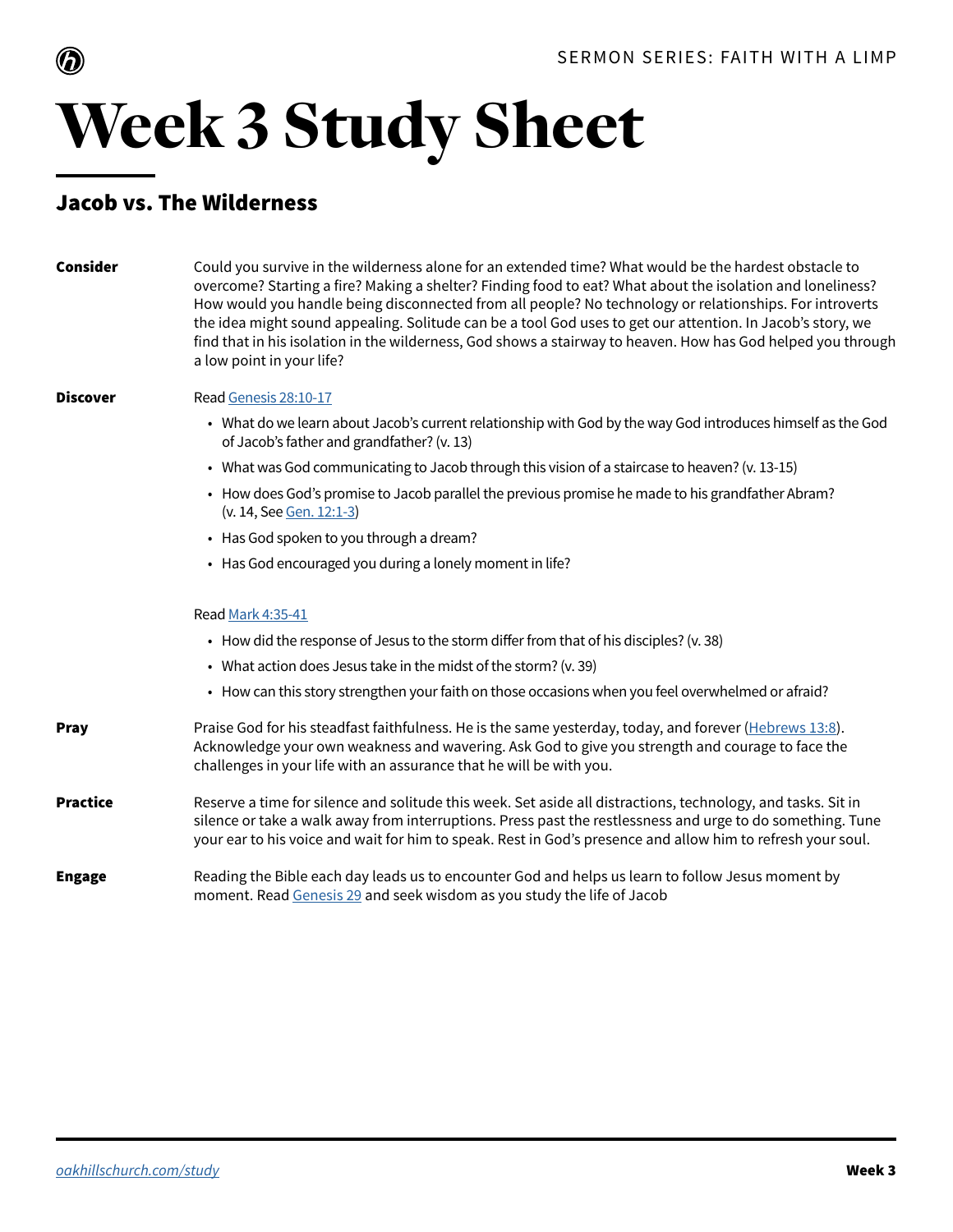SERMON SERIES: FAITH WITH A LIMP

# Week 3 Study Sheet

## Jacob vs. The Wilderness

**Consider**

Could you survive in the wilderness alone for an extended time? What would be the hardest obstacle to overcome? Starting a fire? Making a shelter? Finding food to eat? What about the isolation and loneliness? How would you handle being disconnected from all people? No technology or relationships. For introverts the idea might sound appealing. Solitude can be a tool God uses to get our attention. In Jacob's story, we find that in his isolation in the wilderness, God shows a stairway to heaven. How has God helped you through a low point in your life?

**Discover**

Read Genesis 28:10-17

- What do we learn about Jacob's current relationship with God by the way God introduces himself as the God of Jacob's father and grandfather? (v. 13)
- What was God communicating to Jacob through this vision of a staircase to heaven? (v. 13-15)
- How does God's promise to Jacob parallel the previous promise he made to his grandfather Abram? (v. 14, See Gen. 12:1-3)
- Has God spoken to you through a dream?
- Has God encouraged you during a lonely moment in life?

Read Mark 4:35-41

- How did the response of Jesus to the storm differ from that of his disciples? (v. 38)
- What action does Jesus take in the midst of the storm? (v. 39)
- How can this story strengthen your faith on those occasions when you feel overwhelmed or afraid?

**Pray**

Praise God for his steadfast faithfulness. He is the same yesterday, today, and forever (Hebrews 13:8). Acknowledge your own weakness and wavering. Ask God to give you strength and courage to face the challenges in your life with an assurance that he will be with you.

**Practice**

Reserve a time for silence and solitude this week. Set aside all distractions, technology, and tasks. Sit in silence or take a walk away from interruptions. Press past the restlessness and urge to do something. Tune your ear to his voice and wait for him to speak. Rest in God's presence and allow him to refresh your soul.

**Engage**

Reading the Bible each day leads us to encounter God and helps us learn to follow Jesus moment by moment. Read Genesis 29 and seek wisdom as you study the life of Jacob

*oakhillschurch.com/study*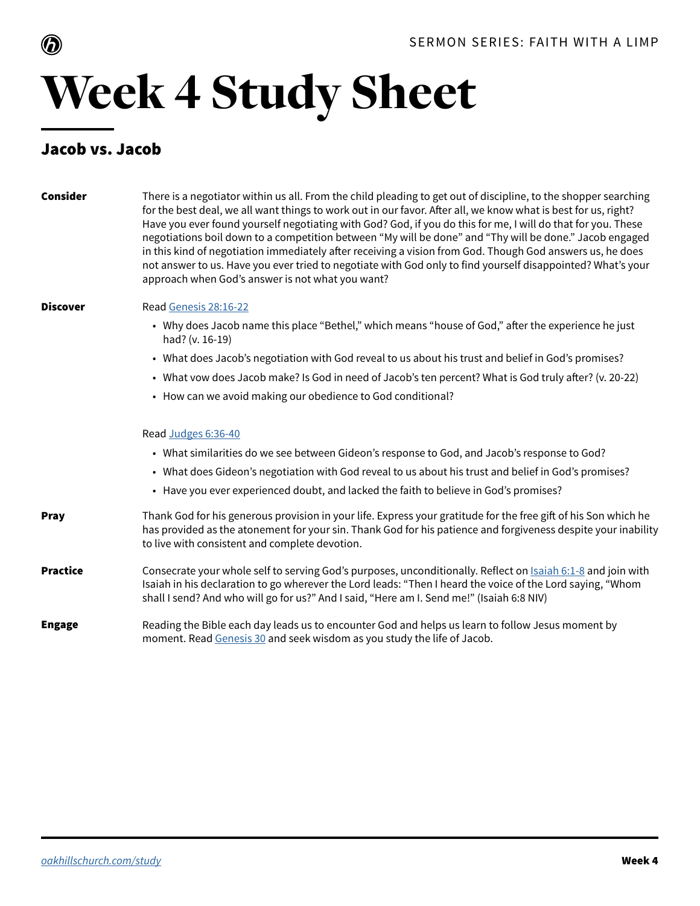# Week 4 Study Sheet

## Jacob vs. Jacob

**Consider**

There is a negotiator within us all. From the child pleading to get out of discipline, to the shopper searching for the best deal, we all want things to work out in our favor. After all, we know what is best for us, right? Have you ever found yourself negotiating with God? God, if you do this for me, I will do that for you. These negotiations boil down to a competition between "My will be done" and "Thy will be done." Jacob engaged in this kind of negotiation immediately after receiving a vision from God. Though God answers us, he does not answer to us. Have you ever tried to negotiate with God only to find yourself disappointed? What's your approach when God's answer is not what you want?

**Discover**

Read Genesis 28:16-22

- Why does Jacob name this place "Bethel," which means "house of God," after the experience he just had? (v. 16-19)
- What does Jacob's negotiation with God reveal to us about his trust and belief in God's promises?
- What vow does Jacob make? Is God in need of Jacob's ten percent? What is God truly after? (v. 20-22)
- How can we avoid making our obedience to God conditional?

Read Judges 6:36-40

- What similarities do we see between Gideon's response to God, and Jacob's response to God?
- What does Gideon's negotiation with God reveal to us about his trust and belief in God's promises?
- Have you ever experienced doubt, and lacked the faith to believe in God's promises?

**Pray**

Thank God for his generous provision in your life. Express your gratitude for the free gift of his Son which he has provided as the atonement for your sin. Thank God for his patience and forgiveness despite your inability to live with consistent and complete devotion.

**Practice**

Consecrate your whole self to serving God's purposes, unconditionally. Reflect on Isaiah 6:1-8 and join with Isaiah in his declaration to go wherever the Lord leads: "Then I heard the voice of the Lord saying, "Whom shall I send? And who will go for us?" And I said, "Here am I. Send me!" (Isaiah 6:8 NIV)

**Engage**

Reading the Bible each day leads us to encounter God and helps us learn to follow Jesus moment by moment. Read Genesis 30 and seek wisdom as you study the life of Jacob.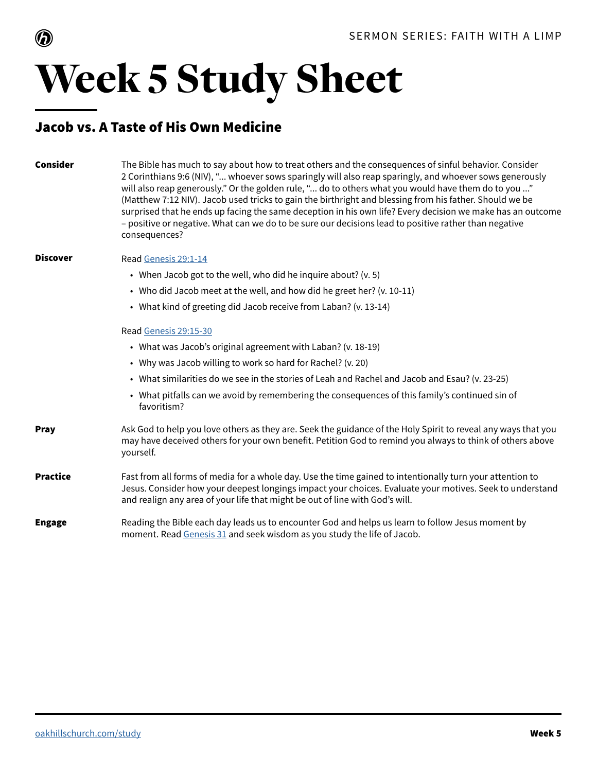SERMON SERIES: FAITH WITH A LIMP

# Week 5 Study Sheet

## Jacob vs. A Taste of His Own Medicine

**Consider**

The Bible has much to say about how to treat others and the consequences of sinful behavior. Consider 2 Corinthians 9:6 (NIV), "... whoever sows sparingly will also reap sparingly, and whoever sows generously will also reap generously." Or the golden rule, "... do to others what you would have them do to you ..." (Matthew 7:12 NIV). Jacob used tricks to gain the birthright and blessing from his father. Should we be surprised that he ends up facing the same deception in his own life? Every decision we make has an outcome – positive or negative. What can we do to be sure our decisions lead to positive rather than negative consequences?

**Discover**

Read [Genesis 29:1-14]

- When Jacob got to the well, who did he inquire about? (v. 5)
- Who did Jacob meet at the well, and how did he greet her? (v. 10-11)
- What kind of greeting did Jacob receive from Laban? (v. 13-14)

Read [Genesis 29:15-30]

- What was Jacob's original agreement with Laban? (v. 18-19)
- Why was Jacob willing to work so hard for Rachel? (v. 20)
- What similarities do we see in the stories of Leah and Rachel and Jacob and Esau? (v. 23-25)
- What pitfalls can we avoid by remembering the consequences of this family's continued sin of favoritism?

**Pray**

Ask God to help you love others as they are. Seek the guidance of the Holy Spirit to reveal any ways that you may have deceived others for your own benefit. Petition God to remind you always to think of others above yourself.

**Practice**

Fast from all forms of media for a whole day. Use the time gained to intentionally turn your attention to Jesus. Consider how your deepest longings impact your choices. Evaluate your motives. Seek to understand and realign any area of your life that might be out of line with God's will.

**Engage**

Reading the Bible each day leads us to encounter God and helps us learn to follow Jesus moment by moment. Read [Genesis 31] and seek wisdom as you study the life of Jacob.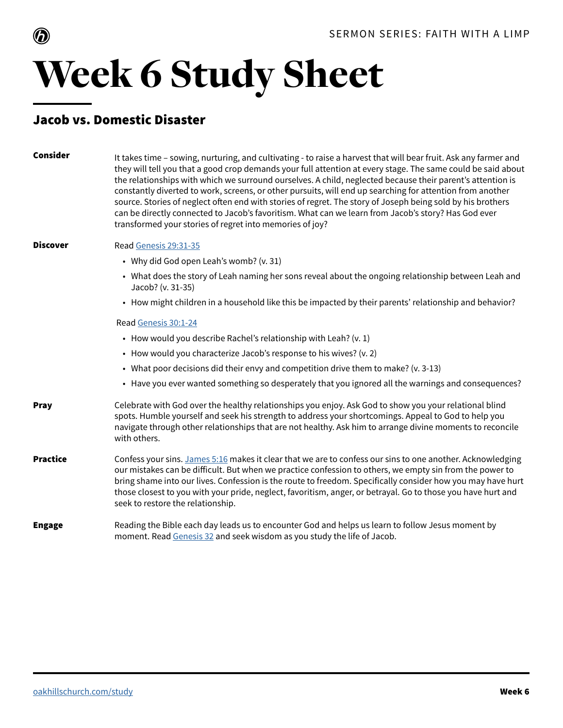SERMON SERIES: FAITH WITH A LIMP

# Week 6 Study Sheet

## Jacob vs. Domestic Disaster

**Consider**

It takes time – sowing, nurturing, and cultivating - to raise a harvest that will bear fruit. Ask any farmer and they will tell you that a good crop demands your full attention at every stage. The same could be said about the relationships with which we surround ourselves. A child, neglected because their parent's attention is constantly diverted to work, screens, or other pursuits, will end up searching for attention from another source. Stories of neglect often end with stories of regret. The story of Joseph being sold by his brothers can be directly connected to Jacob's favoritism. What can we learn from Jacob's story? Has God ever transformed your stories of regret into memories of joy?

**Discover**

Read Genesis 29:31-35

- Why did God open Leah's womb? (v. 31)
- What does the story of Leah naming her sons reveal about the ongoing relationship between Leah and Jacob? (v. 31-35)
- How might children in a household like this be impacted by their parents' relationship and behavior?

Read Genesis 30:1-24

- How would you describe Rachel's relationship with Leah? (v. 1)
- How would you characterize Jacob's response to his wives? (v. 2)
- What poor decisions did their envy and competition drive them to make? (v. 3-13)
- Have you ever wanted something so desperately that you ignored all the warnings and consequences?

**Pray**

Celebrate with God over the healthy relationships you enjoy. Ask God to show you your relational blind spots. Humble yourself and seek his strength to address your shortcomings. Appeal to God to help you navigate through other relationships that are not healthy. Ask him to arrange divine moments to reconcile with others.

**Practice**

Confess your sins. James 5:16 makes it clear that we are to confess our sins to one another. Acknowledging our mistakes can be difficult. But when we practice confession to others, we empty sin from the power to bring shame into our lives. Confession is the route to freedom. Specifically consider how you may have hurt those closest to you with your pride, neglect, favoritism, anger, or betrayal. Go to those you have hurt and seek to restore the relationship.

**Engage**

Reading the Bible each day leads us to encounter God and helps us learn to follow Jesus moment by moment. Read Genesis 32 and seek wisdom as you study the life of Jacob.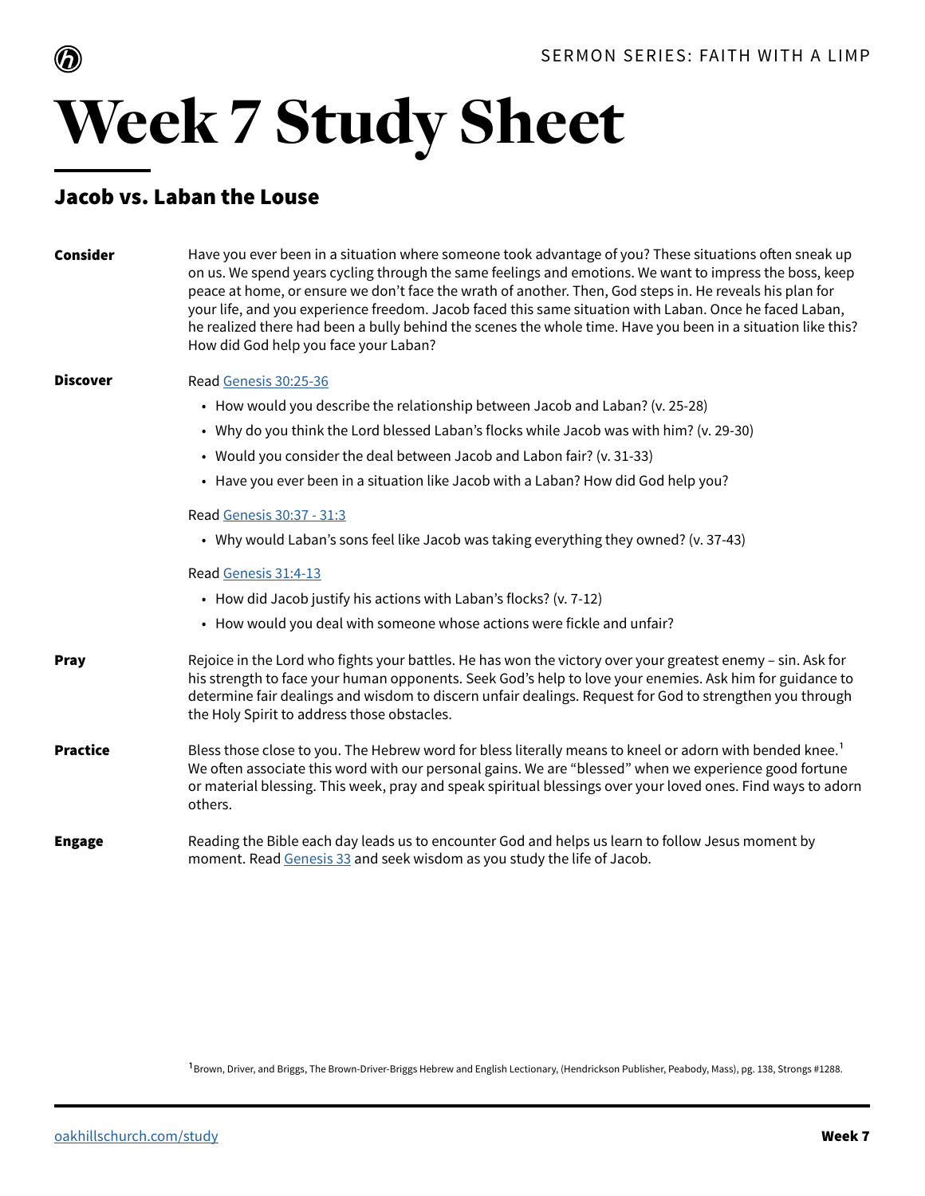SERMON SERIES: FAITH WITH A LIMP

# Week 7 Study Sheet

## Jacob vs. Laban the Louse

**Consider**

Have you ever been in a situation where someone took advantage of you? These situations often sneak up on us. We spend years cycling through the same feelings and emotions. We want to impress the boss, keep peace at home, or ensure we don't face the wrath of another. Then, God steps in. He reveals his plan for your life, and you experience freedom. Jacob faced this same situation with Laban. Once he faced Laban, he realized there had been a bully behind the scenes the whole time. Have you been in a situation like this? How did God help you face your Laban?

**Discover**

Read [Genesis 30:25-36]

- How would you describe the relationship between Jacob and Laban? (v. 25-28)
- Why do you think the Lord blessed Laban's flocks while Jacob was with him? (v. 29-30)
- Would you consider the deal between Jacob and Labon fair? (v. 31-33)
- Have you ever been in a situation like Jacob with a Laban? How did God help you?

Read [Genesis 30:37 - 31:3]

- Why would Laban's sons feel like Jacob was taking everything they owned? (v. 37-43)

Read [Genesis 31:4-13]

- How did Jacob justify his actions with Laban's flocks? (v. 7-12)
- How would you deal with someone whose actions were fickle and unfair?

**Pray**

Rejoice in the Lord who fights your battles. He has won the victory over your greatest enemy – sin. Ask for his strength to face your human opponents. Seek God's help to love your enemies. Ask him for guidance to determine fair dealings and wisdom to discern unfair dealings. Request for God to strengthen you through the Holy Spirit to address those obstacles.

**Practice**

Bless those close to you. The Hebrew word for bless literally means to kneel or adorn with bended knee.[1] We often associate this word with our personal gains. We are "blessed" when we experience good fortune or material blessing. This week, pray and speak spiritual blessings over your loved ones. Find ways to adorn others.

**Engage**

Reading the Bible each day leads us to encounter God and helps us learn to follow Jesus moment by moment. Read [Genesis 33] and seek wisdom as you study the life of Jacob.

[1] Brown, Driver, and Briggs, The Brown-Driver-Briggs Hebrew and English Lectionary, (Hendrickson Publisher, Peabody, Mass), pg. 138, Strongs #1288.

oakhillschurch.com/study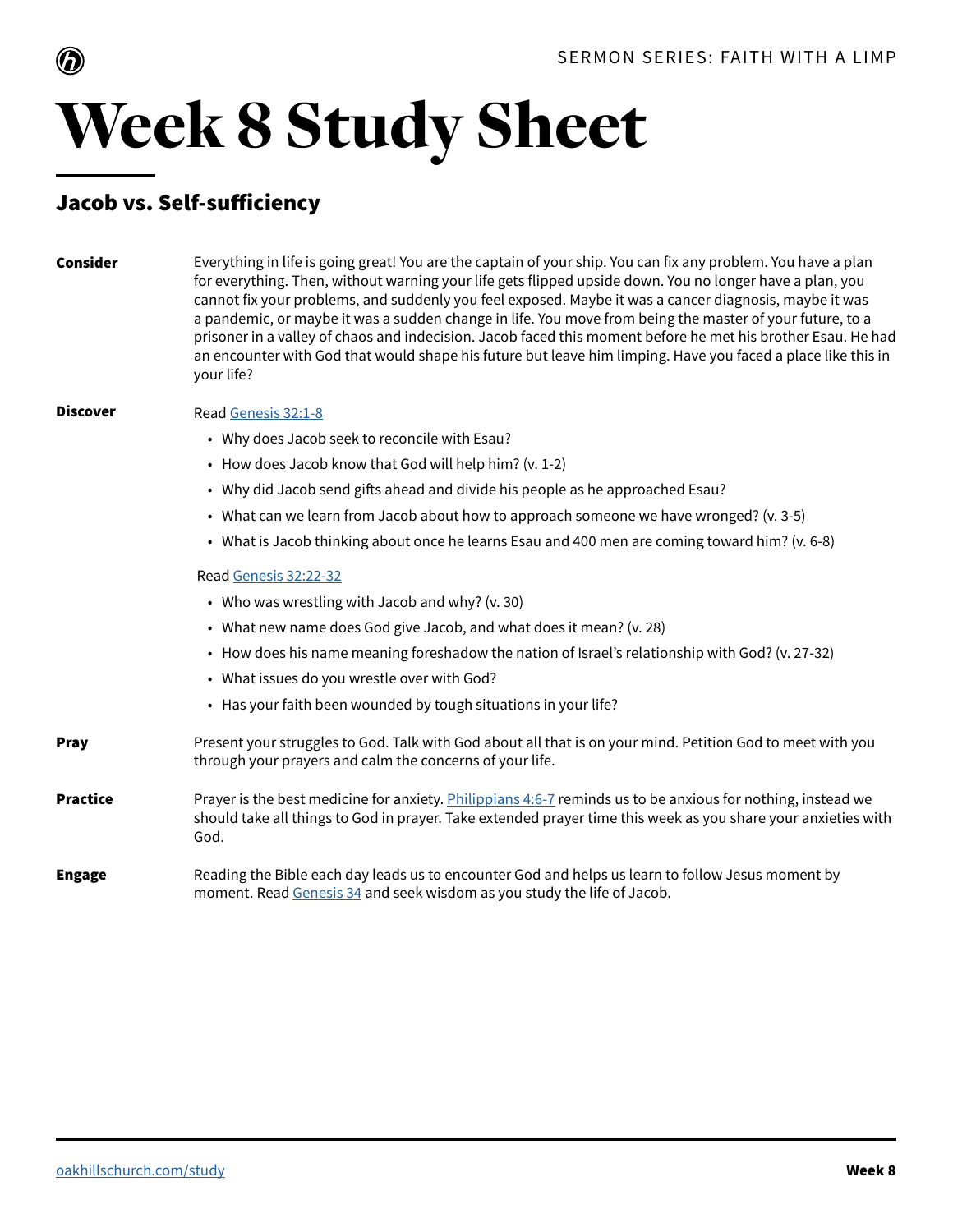# Week 8 Study Sheet

## Jacob vs. Self-sufficiency

**Consider**

Everything in life is going great! You are the captain of your ship. You can fix any problem. You have a plan for everything. Then, without warning your life gets flipped upside down. You no longer have a plan, you cannot fix your problems, and suddenly you feel exposed. Maybe it was a cancer diagnosis, maybe it was a pandemic, or maybe it was a sudden change in life. You move from being the master of your future, to a prisoner in a valley of chaos and indecision. Jacob faced this moment before he met his brother Esau. He had an encounter with God that would shape his future but leave him limping. Have you faced a place like this in your life?

**Discover**

Read Genesis 32:1-8

- Why does Jacob seek to reconcile with Esau?
- How does Jacob know that God will help him? (v. 1-2)
- Why did Jacob send gifts ahead and divide his people as he approached Esau?
- What can we learn from Jacob about how to approach someone we have wronged? (v. 3-5)
- What is Jacob thinking about once he learns Esau and 400 men are coming toward him? (v. 6-8)

Read Genesis 32:22-32

- Who was wrestling with Jacob and why? (v. 30)
- What new name does God give Jacob, and what does it mean? (v. 28)
- How does his name meaning foreshadow the nation of Israel's relationship with God? (v. 27-32)
- What issues do you wrestle over with God?
- Has your faith been wounded by tough situations in your life?

**Pray**

Present your struggles to God. Talk with God about all that is on your mind. Petition God to meet with you through your prayers and calm the concerns of your life.

**Practice**

Prayer is the best medicine for anxiety. Philippians 4:6-7 reminds us to be anxious for nothing, instead we should take all things to God in prayer. Take extended prayer time this week as you share your anxieties with God.

**Engage**

Reading the Bible each day leads us to encounter God and helps us learn to follow Jesus moment by moment. Read Genesis 34 and seek wisdom as you study the life of Jacob.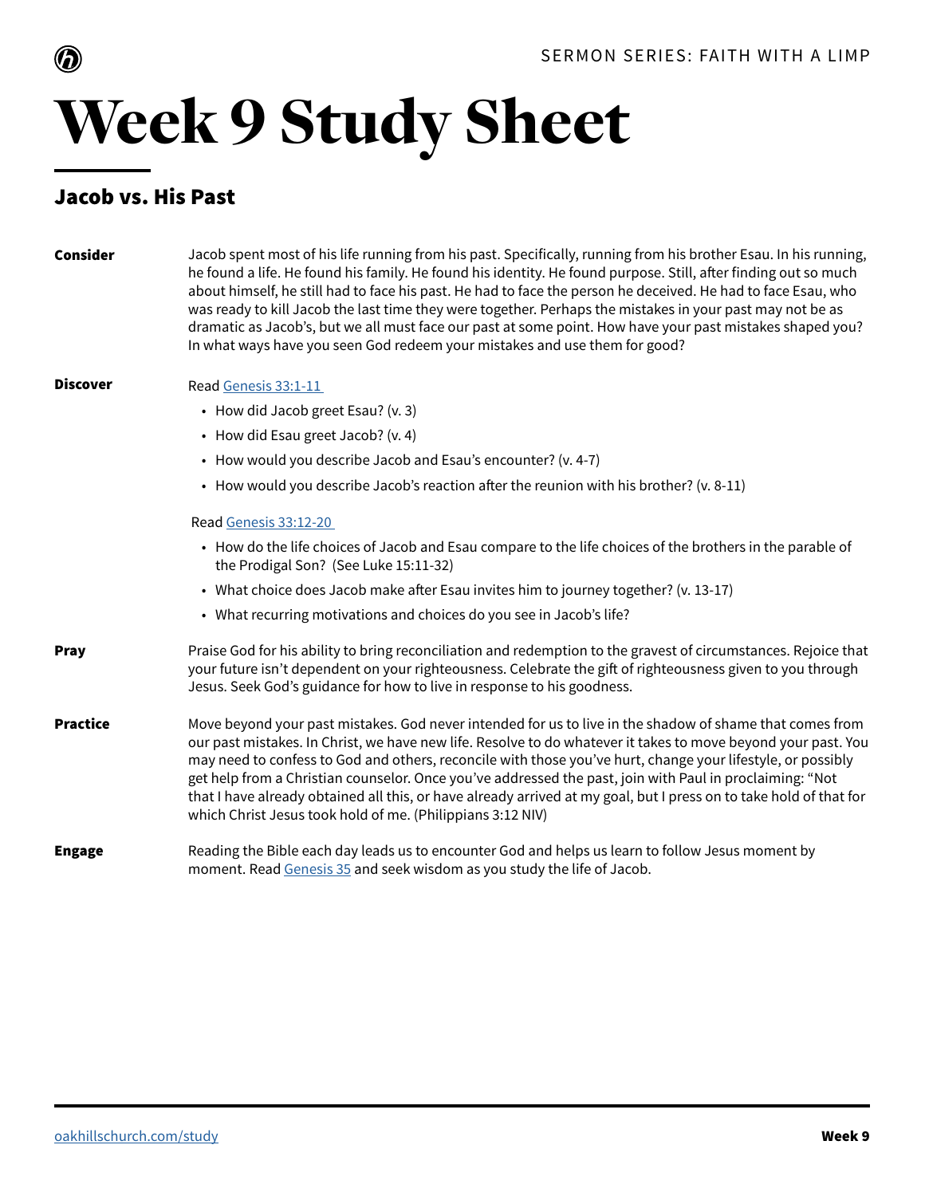SERMON SERIES: FAITH WITH A LIMP

# Week 9 Study Sheet

## Jacob vs. His Past

**Consider**

Jacob spent most of his life running from his past. Specifically, running from his brother Esau. In his running, he found a life. He found his family. He found his identity. He found purpose. Still, after finding out so much about himself, he still had to face his past. He had to face the person he deceived. He had to face Esau, who was ready to kill Jacob the last time they were together. Perhaps the mistakes in your past may not be as dramatic as Jacob's, but we all must face our past at some point. How have your past mistakes shaped you? In what ways have you seen God redeem your mistakes and use them for good?

**Discover**

Read [Genesis 33:1-11](Genesis 33:1-11)

- How did Jacob greet Esau? (v. 3)
- How did Esau greet Jacob? (v. 4)
- How would you describe Jacob and Esau's encounter? (v. 4-7)
- How would you describe Jacob's reaction after the reunion with his brother? (v. 8-11)

Read [Genesis 33:12-20](Genesis 33:12-20)

- How do the life choices of Jacob and Esau compare to the life choices of the brothers in the parable of the Prodigal Son? (See Luke 15:11-32)
- What choice does Jacob make after Esau invites him to journey together? (v. 13-17)
- What recurring motivations and choices do you see in Jacob's life?

**Pray**

Praise God for his ability to bring reconciliation and redemption to the gravest of circumstances. Rejoice that your future isn't dependent on your righteousness. Celebrate the gift of righteousness given to you through Jesus. Seek God's guidance for how to live in response to his goodness.

**Practice**

Move beyond your past mistakes. God never intended for us to live in the shadow of shame that comes from our past mistakes. In Christ, we have new life. Resolve to do whatever it takes to move beyond your past. You may need to confess to God and others, reconcile with those you've hurt, change your lifestyle, or possibly get help from a Christian counselor. Once you've addressed the past, join with Paul in proclaiming: "Not that I have already obtained all this, or have already arrived at my goal, but I press on to take hold of that for which Christ Jesus took hold of me. (Philippians 3:12 NIV)

**Engage**

Reading the Bible each day leads us to encounter God and helps us learn to follow Jesus moment by moment. Read [Genesis 35](Genesis 35) and seek wisdom as you study the life of Jacob.

[oakhillschurch.com/study](oakhillschurch.com/study)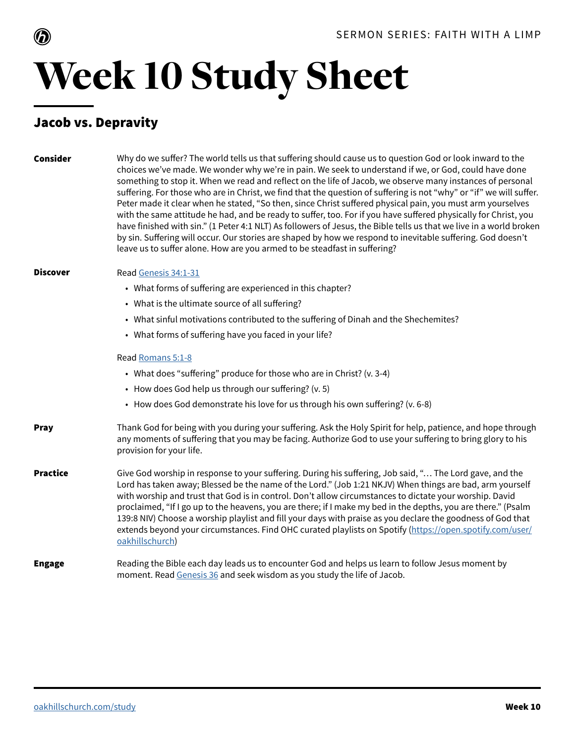SERMON SERIES: FAITH WITH A LIMP

# Week 10 Study Sheet

## Jacob vs. Depravity

**Consider**

Why do we suffer? The world tells us that suffering should cause us to question God or look inward to the choices we've made. We wonder why we're in pain. We seek to understand if we, or God, could have done something to stop it. When we read and reflect on the life of Jacob, we observe many instances of personal suffering. For those who are in Christ, we find that the question of suffering is not "why" or "if" we will suffer. Peter made it clear when he stated, "So then, since Christ suffered physical pain, you must arm yourselves with the same attitude he had, and be ready to suffer, too. For if you have suffered physically for Christ, you have finished with sin." (1 Peter 4:1 NLT) As followers of Jesus, the Bible tells us that we live in a world broken by sin. Suffering will occur. Our stories are shaped by how we respond to inevitable suffering. God doesn't leave us to suffer alone. How are you armed to be steadfast in suffering?

**Discover**

Read [Genesis 34:1-31]

- What forms of suffering are experienced in this chapter?
- What is the ultimate source of all suffering?
- What sinful motivations contributed to the suffering of Dinah and the Shechemites?
- What forms of suffering have you faced in your life?

Read [Romans 5:1-8]

- What does "suffering" produce for those who are in Christ? (v. 3-4)
- How does God help us through our suffering? (v. 5)
- How does God demonstrate his love for us through his own suffering? (v. 6-8)

**Pray**

Thank God for being with you during your suffering. Ask the Holy Spirit for help, patience, and hope through any moments of suffering that you may be facing. Authorize God to use your suffering to bring glory to his provision for your life.

**Practice**

Give God worship in response to your suffering. During his suffering, Job said, "… The Lord gave, and the Lord has taken away; Blessed be the name of the Lord." (Job 1:21 NKJV) When things are bad, arm yourself with worship and trust that God is in control. Don't allow circumstances to dictate your worship. David proclaimed, "If I go up to the heavens, you are there; if I make my bed in the depths, you are there." (Psalm 139:8 NIV) Choose a worship playlist and fill your days with praise as you declare the goodness of God that extends beyond your circumstances. Find OHC curated playlists on Spotify (https://open.spotify.com/user/oakhillschurch)

**Engage**

Reading the Bible each day leads us to encounter God and helps us learn to follow Jesus moment by moment. Read [Genesis 36] and seek wisdom as you study the life of Jacob.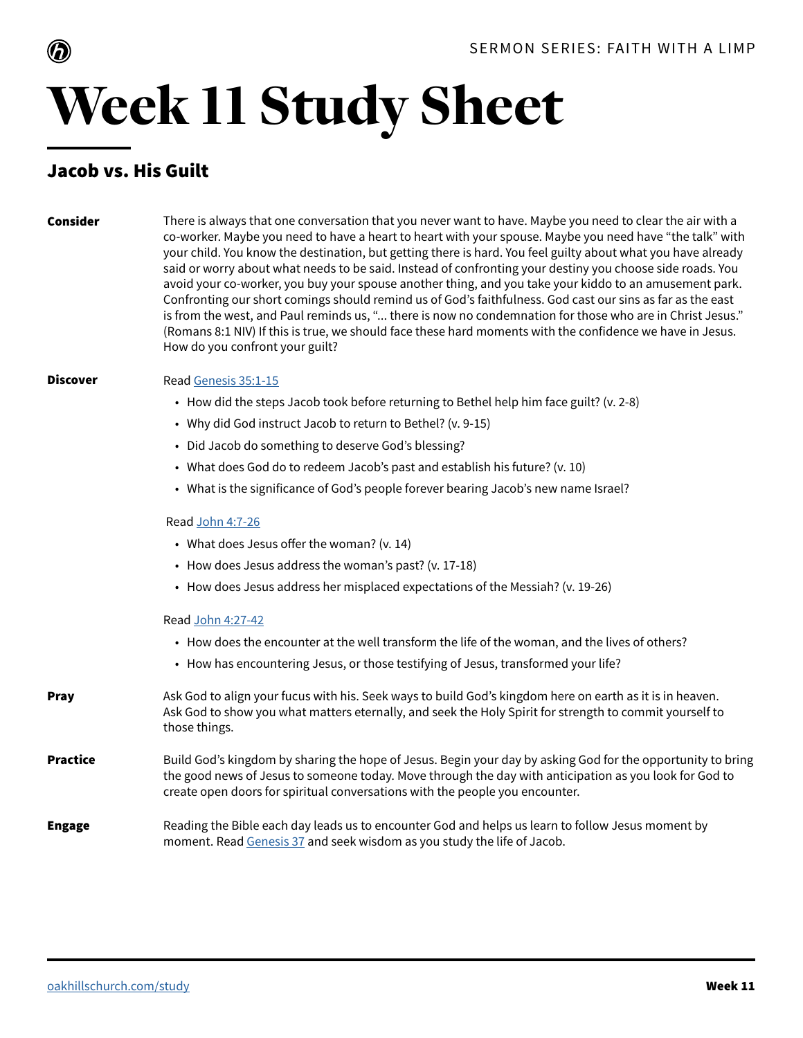SERMON SERIES: FAITH WITH A LIMP

# Week 11 Study Sheet

## Jacob vs. His Guilt

**Consider**

There is always that one conversation that you never want to have. Maybe you need to clear the air with a co-worker. Maybe you need to have a heart to heart with your spouse. Maybe you need have "the talk" with your child. You know the destination, but getting there is hard. You feel guilty about what you have already said or worry about what needs to be said. Instead of confronting your destiny you choose side roads. You avoid your co-worker, you buy your spouse another thing, and you take your kiddo to an amusement park. Confronting our short comings should remind us of God's faithfulness. God cast our sins as far as the east is from the west, and Paul reminds us, "... there is now no condemnation for those who are in Christ Jesus." (Romans 8:1 NIV) If this is true, we should face these hard moments with the confidence we have in Jesus. How do you confront your guilt?

**Discover**

Read [Genesis 35:1-15]

- How did the steps Jacob took before returning to Bethel help him face guilt? (v. 2-8)
- Why did God instruct Jacob to return to Bethel? (v. 9-15)
- Did Jacob do something to deserve God's blessing?
- What does God do to redeem Jacob's past and establish his future? (v. 10)
- What is the significance of God's people forever bearing Jacob's new name Israel?

Read [John 4:7-26]

- What does Jesus offer the woman? (v. 14)
- How does Jesus address the woman's past? (v. 17-18)
- How does Jesus address her misplaced expectations of the Messiah? (v. 19-26)

Read [John 4:27-42]

- How does the encounter at the well transform the life of the woman, and the lives of others?
- How has encountering Jesus, or those testifying of Jesus, transformed your life?

**Pray**

Ask God to align your fucus with his. Seek ways to build God's kingdom here on earth as it is in heaven. Ask God to show you what matters eternally, and seek the Holy Spirit for strength to commit yourself to those things.

**Practice**

Build God's kingdom by sharing the hope of Jesus. Begin your day by asking God for the opportunity to bring the good news of Jesus to someone today. Move through the day with anticipation as you look for God to create open doors for spiritual conversations with the people you encounter.

**Engage**

Reading the Bible each day leads us to encounter God and helps us learn to follow Jesus moment by moment. Read [Genesis 37] and seek wisdom as you study the life of Jacob.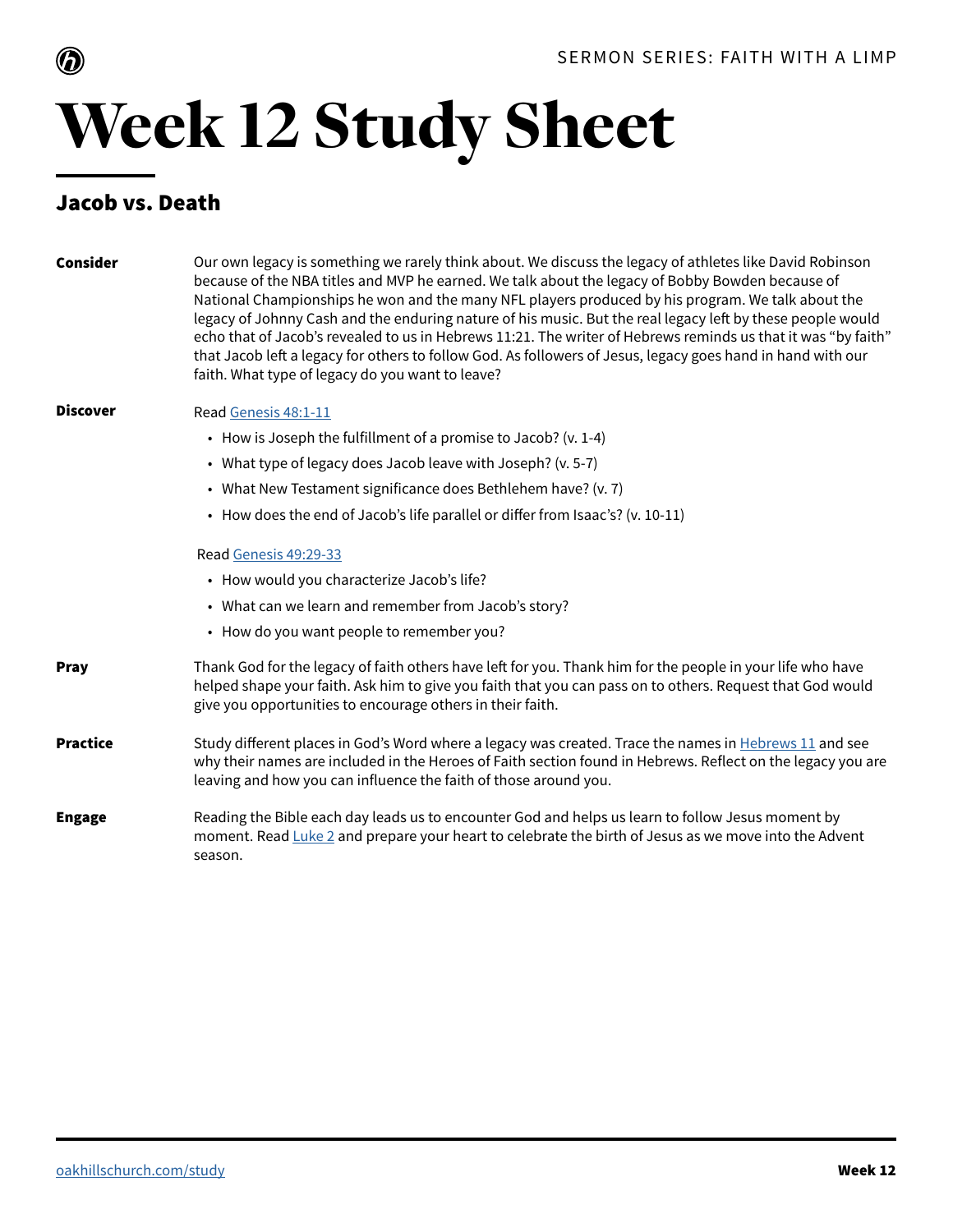SERMON SERIES: FAITH WITH A LIMP

# Week 12 Study Sheet

## Jacob vs. Death

**Consider**

Our own legacy is something we rarely think about. We discuss the legacy of athletes like David Robinson because of the NBA titles and MVP he earned. We talk about the legacy of Bobby Bowden because of National Championships he won and the many NFL players produced by his program. We talk about the legacy of Johnny Cash and the enduring nature of his music. But the real legacy left by these people would echo that of Jacob's revealed to us in Hebrews 11:21. The writer of Hebrews reminds us that it was "by faith" that Jacob left a legacy for others to follow God. As followers of Jesus, legacy goes hand in hand with our faith. What type of legacy do you want to leave?

**Discover**

Read [Genesis 48:1-11]

- How is Joseph the fulfillment of a promise to Jacob? (v. 1-4)
- What type of legacy does Jacob leave with Joseph? (v. 5-7)
- What New Testament significance does Bethlehem have? (v. 7)
- How does the end of Jacob's life parallel or differ from Isaac's? (v. 10-11)

Read [Genesis 49:29-33]

- How would you characterize Jacob's life?
- What can we learn and remember from Jacob's story?
- How do you want people to remember you?

**Pray**

Thank God for the legacy of faith others have left for you. Thank him for the people in your life who have helped shape your faith. Ask him to give you faith that you can pass on to others. Request that God would give you opportunities to encourage others in their faith.

**Practice**

Study different places in God's Word where a legacy was created. Trace the names in [Hebrews 11] and see why their names are included in the Heroes of Faith section found in Hebrews. Reflect on the legacy you are leaving and how you can influence the faith of those around you.

**Engage**

Reading the Bible each day leads us to encounter God and helps us learn to follow Jesus moment by moment. Read [Luke 2] and prepare your heart to celebrate the birth of Jesus as we move into the Advent season.